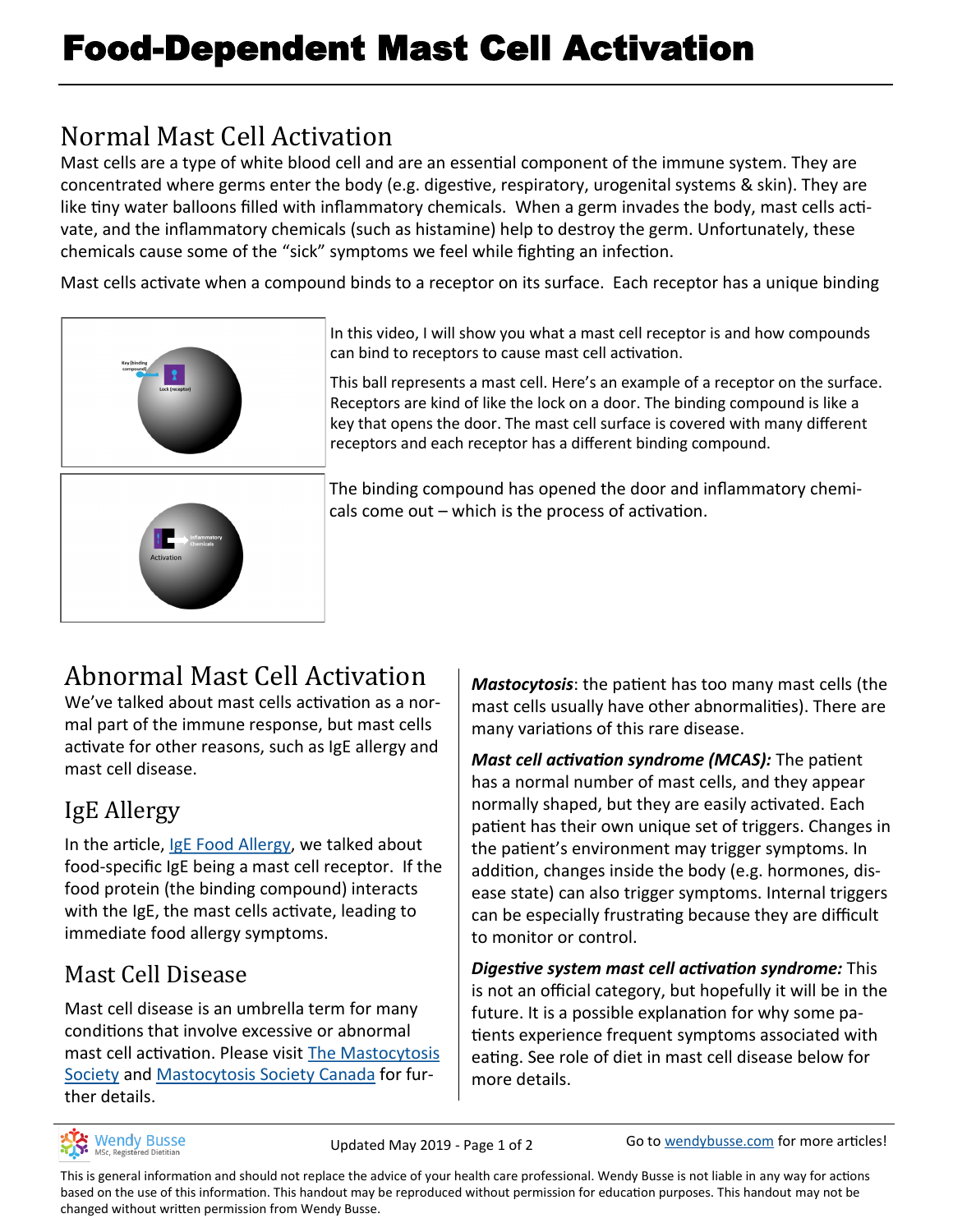# Food-Dependent Mast Cell Activation

## Normal Mast Cell Activation

Mast cells are a type of white blood cell and are an essential component of the immune system. They are concentrated where germs enter the body (e.g. digestive, respiratory, urogenital systems & skin). They are like tiny water balloons filled with inflammatory chemicals. When a germ invades the body, mast cells activate, and the inflammatory chemicals (such as histamine) help to destroy the germ. Unfortunately, these chemicals cause some of the "sick" symptoms we feel while fighting an infection.

Mast cells activate when a compound binds to a receptor on its surface. Each receptor has a unique binding

In this video, I will show you what a mast cell receptor is and how compounds can bind to receptors to cause mast cell activation.

This ball represents a mast cell. Here's an example of a receptor on the surface. Receptors are kind of like the lock on a door. The binding compound is like a key that opens the door. The mast cell surface is covered with many different receptors and each receptor has a different binding compound.

The binding compound has opened the door and inflammatory chemicals come out – which is the process of activation.

## Abnormal Mast Cell Activation

We've talked about mast cells activation as a normal part of the immune response, but mast cells activate for other reasons, such as IgE allergy and mast cell disease.

### IgE Allergy

In the article, IgE Food Allergy, we talked about food-specific IgE being a mast cell receptor. If the food protein (the binding compound) interacts with the IgE, the mast cells activate, leading to immediate food allergy symptoms.

### Mast Cell Disease

Mast cell disease is an umbrella term for many conditions that involve excessive or abnormal mast cell activation. Please visit The Mastocytosis Society and Mastocytosis Society Canada for further details.

***Mastocytosis***: the patient has too many mast cells (the mast cells usually have other abnormalities). There are many variations of this rare disease.

***Mast cell activation syndrome (MCAS):*** The patient has a normal number of mast cells, and they appear normally shaped, but they are easily activated. Each patient has their own unique set of triggers. Changes in the patient's environment may trigger symptoms. In addition, changes inside the body (e.g. hormones, disease state) can also trigger symptoms. Internal triggers can be especially frustrating because they are difficult to monitor or control.

***Digestive system mast cell activation syndrome:*** This is not an official category, but hopefully it will be in the future. It is a possible explanation for why some patients experience frequent symptoms associated with eating. See role of diet in mast cell disease below for more details.

This is general information and should not replace the advice of your health care professional. Wendy Busse is not liable in any way for actions based on the use of this information. This handout may be reproduced without permission for education purposes. This handout may not be changed without written permission from Wendy Busse.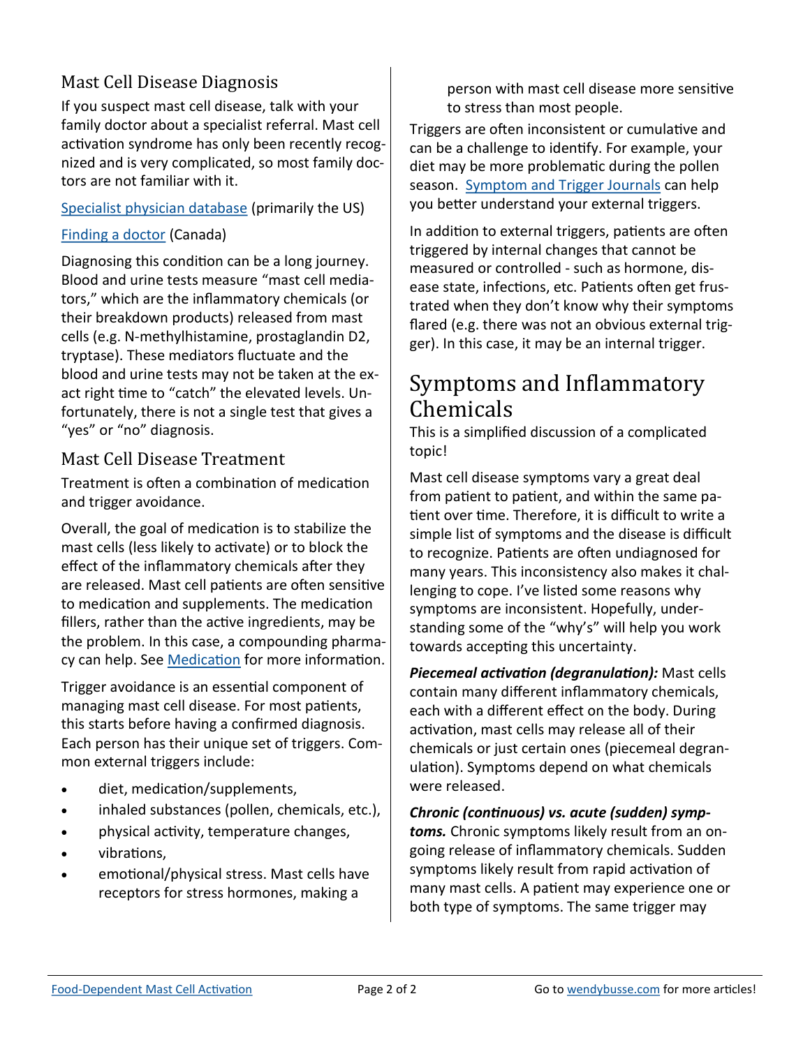## Mast Cell Disease Diagnosis

If you suspect mast cell disease, talk with your family doctor about a specialist referral. Mast cell activation syndrome has only been recently recognized and is very complicated, so most family doctors are not familiar with it.

[Specialist physician database](#) (primarily the US)

[Finding a doctor](#) (Canada)

Diagnosing this condition can be a long journey. Blood and urine tests measure "mast cell mediators," which are the inflammatory chemicals (or their breakdown products) released from mast cells (e.g. N-methylhistamine, prostaglandin D2, tryptase). These mediators fluctuate and the blood and urine tests may not be taken at the exact right time to "catch" the elevated levels. Unfortunately, there is not a single test that gives a "yes" or "no" diagnosis.

## Mast Cell Disease Treatment

Treatment is often a combination of medication and trigger avoidance.

Overall, the goal of medication is to stabilize the mast cells (less likely to activate) or to block the effect of the inflammatory chemicals after they are released. Mast cell patients are often sensitive to medication and supplements. The medication fillers, rather than the active ingredients, may be the problem. In this case, a compounding pharmacy can help. See [Medication](#) for more information.

Trigger avoidance is an essential component of managing mast cell disease. For most patients, this starts before having a confirmed diagnosis. Each person has their unique set of triggers. Common external triggers include:

- diet, medication/supplements,
- inhaled substances (pollen, chemicals, etc.),
- physical activity, temperature changes,
- vibrations,
- emotional/physical stress. Mast cells have receptors for stress hormones, making a person with mast cell disease more sensitive to stress than most people.

Triggers are often inconsistent or cumulative and can be a challenge to identify. For example, your diet may be more problematic during the pollen season. [Symptom and Trigger Journals](#) can help you better understand your external triggers.

In addition to external triggers, patients are often triggered by internal changes that cannot be measured or controlled - such as hormone, disease state, infections, etc. Patients often get frustrated when they don't know why their symptoms flared (e.g. there was not an obvious external trigger). In this case, it may be an internal trigger.

# Symptoms and Inflammatory Chemicals

This is a simplified discussion of a complicated topic!

Mast cell disease symptoms vary a great deal from patient to patient, and within the same patient over time. Therefore, it is difficult to write a simple list of symptoms and the disease is difficult to recognize. Patients are often undiagnosed for many years. This inconsistency also makes it challenging to cope. I've listed some reasons why symptoms are inconsistent. Hopefully, understanding some of the "why's" will help you work towards accepting this uncertainty.

***Piecemeal activation (degranulation):*** Mast cells contain many different inflammatory chemicals, each with a different effect on the body. During activation, mast cells may release all of their chemicals or just certain ones (piecemeal degranulation). Symptoms depend on what chemicals were released.

***Chronic (continuous) vs. acute (sudden) symptoms.*** Chronic symptoms likely result from an ongoing release of inflammatory chemicals. Sudden symptoms likely result from rapid activation of many mast cells. A patient may experience one or both type of symptoms. The same trigger may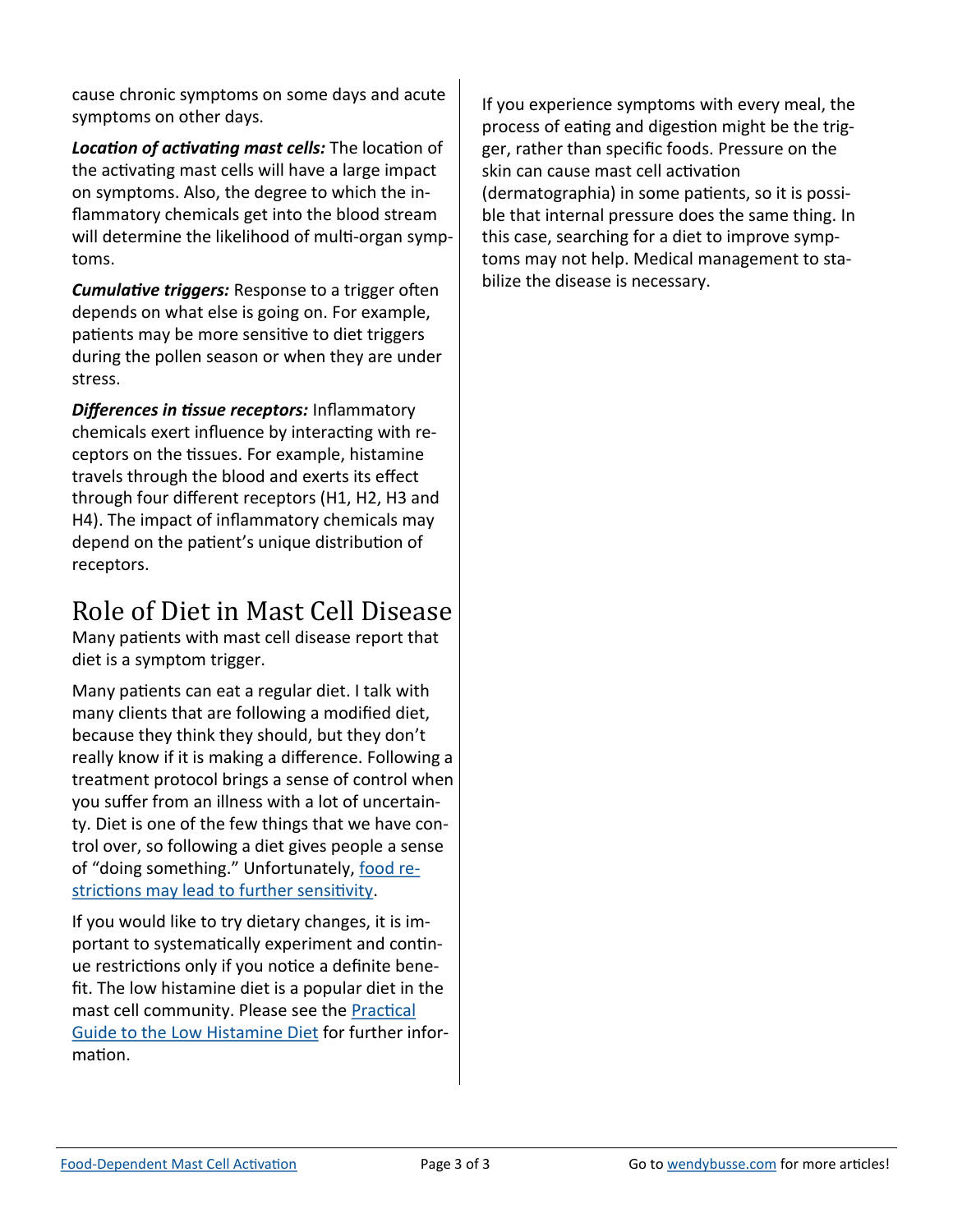cause chronic symptoms on some days and acute symptoms on other days.

***Location of activating mast cells:*** The location of the activating mast cells will have a large impact on symptoms. Also, the degree to which the inflammatory chemicals get into the blood stream will determine the likelihood of multi-organ symptoms.

***Cumulative triggers:*** Response to a trigger often depends on what else is going on. For example, patients may be more sensitive to diet triggers during the pollen season or when they are under stress.

***Differences in tissue receptors:*** Inflammatory chemicals exert influence by interacting with receptors on the tissues. For example, histamine travels through the blood and exerts its effect through four different receptors (H1, H2, H3 and H4). The impact of inflammatory chemicals may depend on the patient's unique distribution of receptors.

# Role of Diet in Mast Cell Disease

Many patients with mast cell disease report that diet is a symptom trigger.

Many patients can eat a regular diet. I talk with many clients that are following a modified diet, because they think they should, but they don't really know if it is making a difference. Following a treatment protocol brings a sense of control when you suffer from an illness with a lot of uncertainty. Diet is one of the few things that we have control over, so following a diet gives people a sense of "doing something." Unfortunately, food restrictions may lead to further sensitivity.

If you would like to try dietary changes, it is important to systematically experiment and continue restrictions only if you notice a definite benefit. The low histamine diet is a popular diet in the mast cell community. Please see the Practical Guide to the Low Histamine Diet for further information.

If you experience symptoms with every meal, the process of eating and digestion might be the trigger, rather than specific foods. Pressure on the skin can cause mast cell activation (dermatographia) in some patients, so it is possible that internal pressure does the same thing. In this case, searching for a diet to improve symptoms may not help. Medical management to stabilize the disease is necessary.